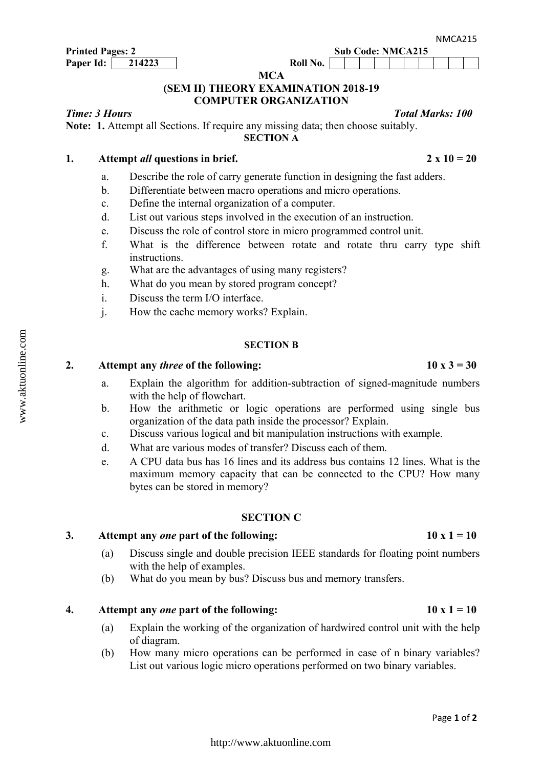**Printed Pages: 2** **Sub Code: NMCA215**

**Paper Id:** 214223 **Roll No.**

# MCA

## (SEM II) THEORY EXAMINATION 2018-19

## COMPUTER ORGANIZATION

***Time: 3 Hours*** ***Total Marks: 100***

**Note: 1.** Attempt all Sections. If require any missing data; then choose suitably.

### SECTION A

**1. Attempt *all* questions in brief. 2 x 10 = 20**

a. Describe the role of carry generate function in designing the fast adders.
b. Differentiate between macro operations and micro operations.
c. Define the internal organization of a computer.
d. List out various steps involved in the execution of an instruction.
e. Discuss the role of control store in micro programmed control unit.
f. What is the difference between rotate and rotate thru carry type shift instructions.
g. What are the advantages of using many registers?
h. What do you mean by stored program concept?
i. Discuss the term I/O interface.
j. How the cache memory works? Explain.

### SECTION B

**2. Attempt any *three* of the following: 10 x 3 = 30**

a. Explain the algorithm for addition-subtraction of signed-magnitude numbers with the help of flowchart.
b. How the arithmetic or logic operations are performed using single bus organization of the data path inside the processor? Explain.
c. Discuss various logical and bit manipulation instructions with example.
d. What are various modes of transfer? Discuss each of them.
e. A CPU data bus has 16 lines and its address bus contains 12 lines. What is the maximum memory capacity that can be connected to the CPU? How many bytes can be stored in memory?

### SECTION C

**3. Attempt any *one* part of the following: 10 x 1 = 10**

(a) Discuss single and double precision IEEE standards for floating point numbers with the help of examples.
(b) What do you mean by bus? Discuss bus and memory transfers.

**4. Attempt any *one* part of the following: 10 x 1 = 10**

(a) Explain the working of the organization of hardwired control unit with the help of diagram.
(b) How many micro operations can be performed in case of n binary variables? List out various logic micro operations performed on two binary variables.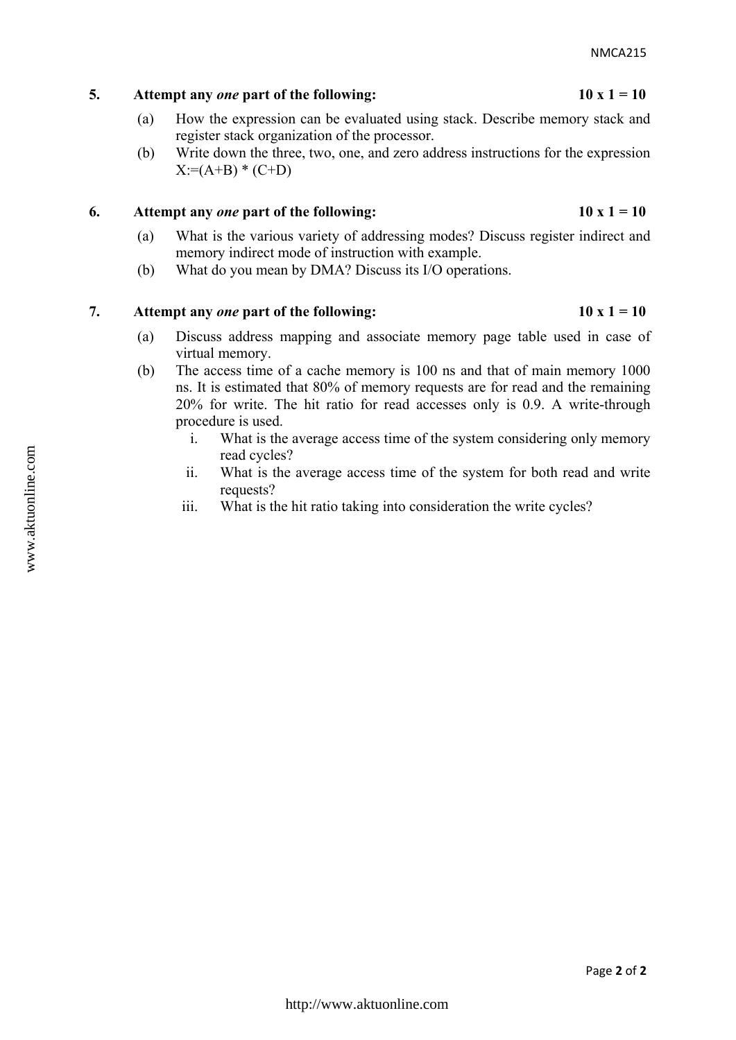**5. Attempt any *one* part of the following: 10 x 1 = 10**

(a) How the expression can be evaluated using stack. Describe memory stack and register stack organization of the processor.

(b) Write down the three, two, one, and zero address instructions for the expression X:=(A+B) * (C+D)

**6. Attempt any *one* part of the following: 10 x 1 = 10**

(a) What is the various variety of addressing modes? Discuss register indirect and memory indirect mode of instruction with example.

(b) What do you mean by DMA? Discuss its I/O operations.

**7. Attempt any *one* part of the following: 10 x 1 = 10**

(a) Discuss address mapping and associate memory page table used in case of virtual memory.

(b) The access time of a cache memory is 100 ns and that of main memory 1000 ns. It is estimated that 80% of memory requests are for read and the remaining 20% for write. The hit ratio for read accesses only is 0.9. A write-through procedure is used.

  i. What is the average access time of the system considering only memory read cycles?

  ii. What is the average access time of the system for both read and write requests?

  iii. What is the hit ratio taking into consideration the write cycles?